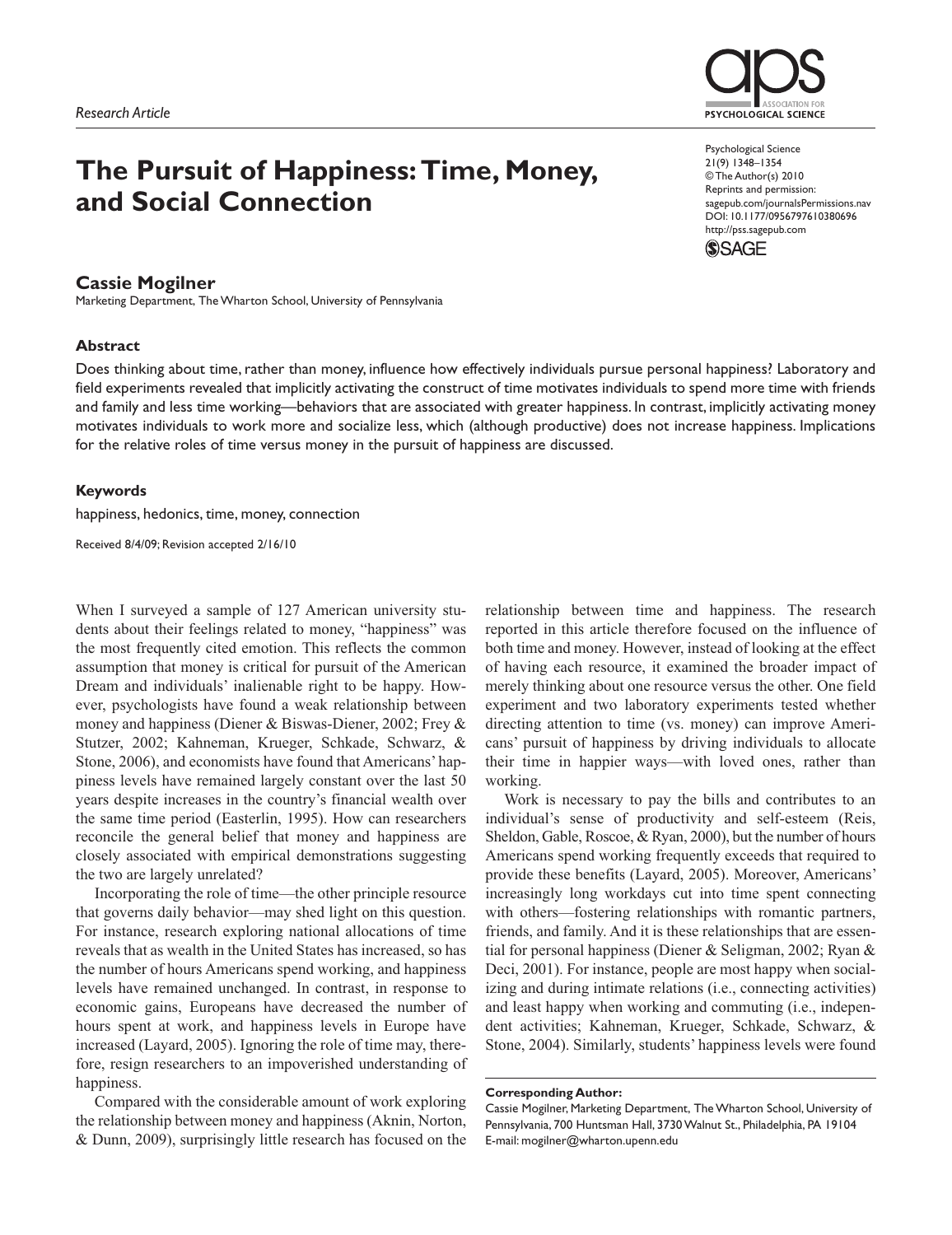*Research Article*

# The Pursuit of Happiness: Time, Money, and Social Connection

Psychological Science
21(9) 1348–1354
© The Author(s) 2010
Reprints and permission: sagepub.com/journalsPermissions.nav
DOI: 10.1177/0956797610380696
http://pss.sagepub.com

**Cassie Mogilner**

Marketing Department, The Wharton School, University of Pennsylvania

### Abstract

Does thinking about time, rather than money, influence how effectively individuals pursue personal happiness? Laboratory and field experiments revealed that implicitly activating the construct of time motivates individuals to spend more time with friends and family and less time working—behaviors that are associated with greater happiness. In contrast, implicitly activating money motivates individuals to work more and socialize less, which (although productive) does not increase happiness. Implications for the relative roles of time versus money in the pursuit of happiness are discussed.

### Keywords

happiness, hedonics, time, money, connection

Received 8/4/09; Revision accepted 2/16/10

When I surveyed a sample of 127 American university students about their feelings related to money, "happiness" was the most frequently cited emotion. This reflects the common assumption that money is critical for pursuit of the American Dream and individuals' inalienable right to be happy. However, psychologists have found a weak relationship between money and happiness (Diener & Biswas-Diener, 2002; Frey & Stutzer, 2002; Kahneman, Krueger, Schkade, Schwarz, & Stone, 2006), and economists have found that Americans' happiness levels have remained largely constant over the last 50 years despite increases in the country's financial wealth over the same time period (Easterlin, 1995). How can researchers reconcile the general belief that money and happiness are closely associated with empirical demonstrations suggesting the two are largely unrelated?

Incorporating the role of time—the other principle resource that governs daily behavior—may shed light on this question. For instance, research exploring national allocations of time reveals that as wealth in the United States has increased, so has the number of hours Americans spend working, and happiness levels have remained unchanged. In contrast, in response to economic gains, Europeans have decreased the number of hours spent at work, and happiness levels in Europe have increased (Layard, 2005). Ignoring the role of time may, therefore, resign researchers to an impoverished understanding of happiness.

Compared with the considerable amount of work exploring the relationship between money and happiness (Aknin, Norton, & Dunn, 2009), surprisingly little research has focused on the relationship between time and happiness. The research reported in this article therefore focused on the influence of both time and money. However, instead of looking at the effect of having each resource, it examined the broader impact of merely thinking about one resource versus the other. One field experiment and two laboratory experiments tested whether directing attention to time (vs. money) can improve Americans' pursuit of happiness by driving individuals to allocate their time in happier ways—with loved ones, rather than working.

Work is necessary to pay the bills and contributes to an individual's sense of productivity and self-esteem (Reis, Sheldon, Gable, Roscoe, & Ryan, 2000), but the number of hours Americans spend working frequently exceeds that required to provide these benefits (Layard, 2005). Moreover, Americans' increasingly long workdays cut into time spent connecting with others—fostering relationships with romantic partners, friends, and family. And it is these relationships that are essential for personal happiness (Diener & Seligman, 2002; Ryan & Deci, 2001). For instance, people are most happy when socializing and during intimate relations (i.e., connecting activities) and least happy when working and commuting (i.e., independent activities; Kahneman, Krueger, Schkade, Schwarz, & Stone, 2004). Similarly, students' happiness levels were found

**Corresponding Author:**
Cassie Mogilner, Marketing Department, The Wharton School, University of Pennsylvania, 700 Huntsman Hall, 3730 Walnut St., Philadelphia, PA 19104
E-mail: mogilner@wharton.upenn.edu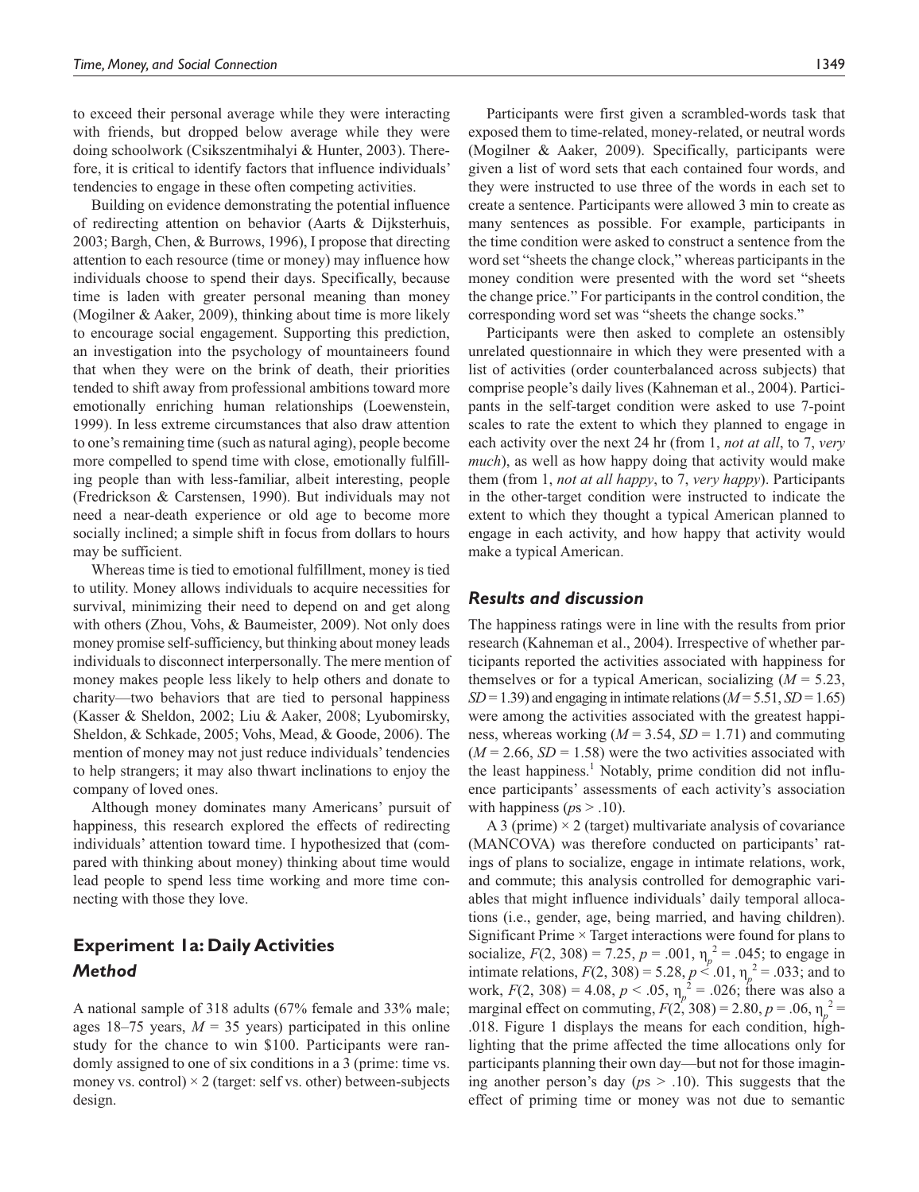to exceed their personal average while they were interacting with friends, but dropped below average while they were doing schoolwork (Csikszentmihalyi & Hunter, 2003). Therefore, it is critical to identify factors that influence individuals' tendencies to engage in these often competing activities.

Building on evidence demonstrating the potential influence of redirecting attention on behavior (Aarts & Dijksterhuis, 2003; Bargh, Chen, & Burrows, 1996), I propose that directing attention to each resource (time or money) may influence how individuals choose to spend their days. Specifically, because time is laden with greater personal meaning than money (Mogilner & Aaker, 2009), thinking about time is more likely to encourage social engagement. Supporting this prediction, an investigation into the psychology of mountaineers found that when they were on the brink of death, their priorities tended to shift away from professional ambitions toward more emotionally enriching human relationships (Loewenstein, 1999). In less extreme circumstances that also draw attention to one's remaining time (such as natural aging), people become more compelled to spend time with close, emotionally fulfilling people than with less-familiar, albeit interesting, people (Fredrickson & Carstensen, 1990). But individuals may not need a near-death experience or old age to become more socially inclined; a simple shift in focus from dollars to hours may be sufficient.

Whereas time is tied to emotional fulfillment, money is tied to utility. Money allows individuals to acquire necessities for survival, minimizing their need to depend on and get along with others (Zhou, Vohs, & Baumeister, 2009). Not only does money promise self-sufficiency, but thinking about money leads individuals to disconnect interpersonally. The mere mention of money makes people less likely to help others and donate to charity—two behaviors that are tied to personal happiness (Kasser & Sheldon, 2002; Liu & Aaker, 2008; Lyubomirsky, Sheldon, & Schkade, 2005; Vohs, Mead, & Goode, 2006). The mention of money may not just reduce individuals' tendencies to help strangers; it may also thwart inclinations to enjoy the company of loved ones.

Although money dominates many Americans' pursuit of happiness, this research explored the effects of redirecting individuals' attention toward time. I hypothesized that (compared with thinking about money) thinking about time would lead people to spend less time working and more time connecting with those they love.

## Experiment 1a: Daily Activities

### Method

A national sample of 318 adults (67% female and 33% male; ages 18–75 years, $M = 35$ years) participated in this online study for the chance to win \$100. Participants were randomly assigned to one of six conditions in a 3 (prime: time vs. money vs. control) × 2 (target: self vs. other) between-subjects design.

Participants were first given a scrambled-words task that exposed them to time-related, money-related, or neutral words (Mogilner & Aaker, 2009). Specifically, participants were given a list of word sets that each contained four words, and they were instructed to use three of the words in each set to create a sentence. Participants were allowed 3 min to create as many sentences as possible. For example, participants in the time condition were asked to construct a sentence from the word set "sheets the change clock," whereas participants in the money condition were presented with the word set "sheets the change price." For participants in the control condition, the corresponding word set was "sheets the change socks."

Participants were then asked to complete an ostensibly unrelated questionnaire in which they were presented with a list of activities (order counterbalanced across subjects) that comprise people's daily lives (Kahneman et al., 2004). Participants in the self-target condition were asked to use 7-point scales to rate the extent to which they planned to engage in each activity over the next 24 hr (from 1, *not at all*, to 7, *very much*), as well as how happy doing that activity would make them (from 1, *not at all happy*, to 7, *very happy*). Participants in the other-target condition were instructed to indicate the extent to which they thought a typical American planned to engage in each activity, and how happy that activity would make a typical American.

### Results and discussion

The happiness ratings were in line with the results from prior research (Kahneman et al., 2004). Irrespective of whether participants reported the activities associated with happiness for themselves or for a typical American, socializing ($M = 5.23$, $SD = 1.39$) and engaging in intimate relations ($M = 5.51$, $SD = 1.65$) were among the activities associated with the greatest happiness, whereas working ($M = 3.54$, $SD = 1.71$) and commuting ($M = 2.66$, $SD = 1.58$) were the two activities associated with the least happiness.[1] Notably, prime condition did not influence participants' assessments of each activity's association with happiness ($ps > .10$).

A 3 (prime) × 2 (target) multivariate analysis of covariance (MANCOVA) was therefore conducted on participants' ratings of plans to socialize, engage in intimate relations, work, and commute; this analysis controlled for demographic variables that might influence individuals' daily temporal allocations (i.e., gender, age, being married, and having children). Significant Prime × Target interactions were found for plans to socialize, $F(2, 308) = 7.25$, $p = .001$, $\eta_p^2 = .045$; to engage in intimate relations, $F(2, 308) = 5.28$, $p < .01$, $\eta_p^2 = .033$; and to work, $F(2, 308) = 4.08$, $p < .05$, $\eta_p^2 = .026$; there was also a marginal effect on commuting, $F(2, 308) = 2.80$, $p = .06$, $\eta_p^2 = .018$. Figure 1 displays the means for each condition, highlighting that the prime affected the time allocations only for participants planning their own day—but not for those imagining another person's day ($ps > .10$). This suggests that the effect of priming time or money was not due to semantic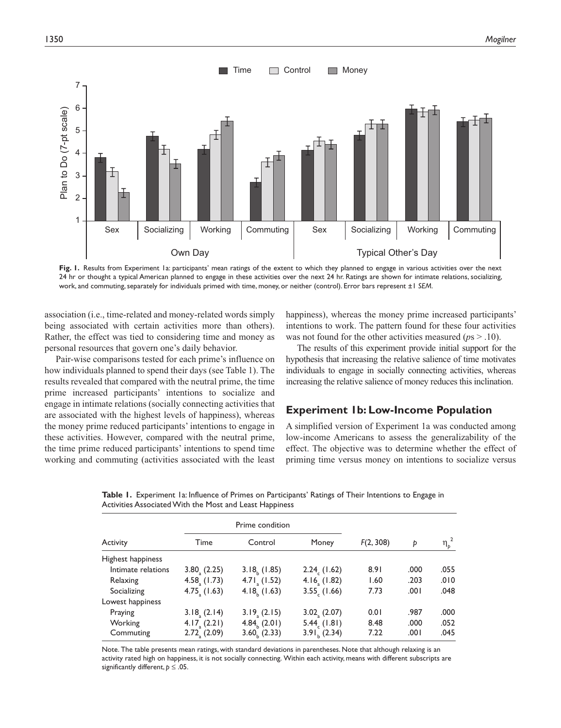**Fig. 1.** Results from Experiment 1a: participants' mean ratings of the extent to which they planned to engage in various activities over the next 24 hr or thought a typical American planned to engage in these activities over the next 24 hr. Ratings are shown for intimate relations, socializing, work, and commuting, separately for individuals primed with time, money, or neither (control). Error bars represent ±1 *SEM*.

association (i.e., time-related and money-related words simply being associated with certain activities more than others). Rather, the effect was tied to considering time and money as personal resources that govern one's daily behavior.

Pair-wise comparisons tested for each prime's influence on how individuals planned to spend their days (see Table 1). The results revealed that compared with the neutral prime, the time prime increased participants' intentions to socialize and engage in intimate relations (socially connecting activities that are associated with the highest levels of happiness), whereas the money prime reduced participants' intentions to engage in these activities. However, compared with the neutral prime, the time prime reduced participants' intentions to spend time working and commuting (activities associated with the least happiness), whereas the money prime increased participants' intentions to work. The pattern found for these four activities was not found for the other activities measured ($p$s > .10).

The results of this experiment provide initial support for the hypothesis that increasing the relative salience of time motivates individuals to engage in socially connecting activities, whereas increasing the relative salience of money reduces this inclination.

## Experiment 1b: Low-Income Population

A simplified version of Experiment 1a was conducted among low-income Americans to assess the generalizability of the effect. The objective was to determine whether the effect of priming time versus money on intentions to socialize versus

**Table 1.** Experiment 1a: Influence of Primes on Participants' Ratings of Their Intentions to Engage in Activities Associated With the Most and Least Happiness

| | Prime condition | | | | | |
|---|---|---|---|---|---|---|
| Activity | Time | Control | Money | $F(2, 308)$ | $p$ | $\eta_p^2$ |
| Highest happiness | | | | | | |
| Intimate relations | $3.80_a$ (2.25) | $3.18_b$ (1.85) | $2.24_c$ (1.62) | 8.91 | .000 | .055 |
| Relaxing | $4.58_a$ (1.73) | $4.71_a$ (1.52) | $4.16_a$ (1.82) | 1.60 | .203 | .010 |
| Socializing | $4.75_a$ (1.63) | $4.18_b$ (1.63) | $3.55_c$ (1.66) | 7.73 | .001 | .048 |
| Lowest happiness | | | | | | |
| Praying | $3.18_a$ (2.14) | $3.19_a$ (2.15) | $3.02_a$ (2.07) | 0.01 | .987 | .000 |
| Working | $4.17_a$ (2.21) | $4.84_b$ (2.01) | $5.44_c$ (1.81) | 8.48 | .000 | .052 |
| Commuting | $2.72_a$ (2.09) | $3.60_b$ (2.33) | $3.91_b$ (2.34) | 7.22 | .001 | .045 |

Note. The table presents mean ratings, with standard deviations in parentheses. Note that although relaxing is an activity rated high on happiness, it is not socially connecting. Within each activity, means with different subscripts are significantly different, $p \leq .05$.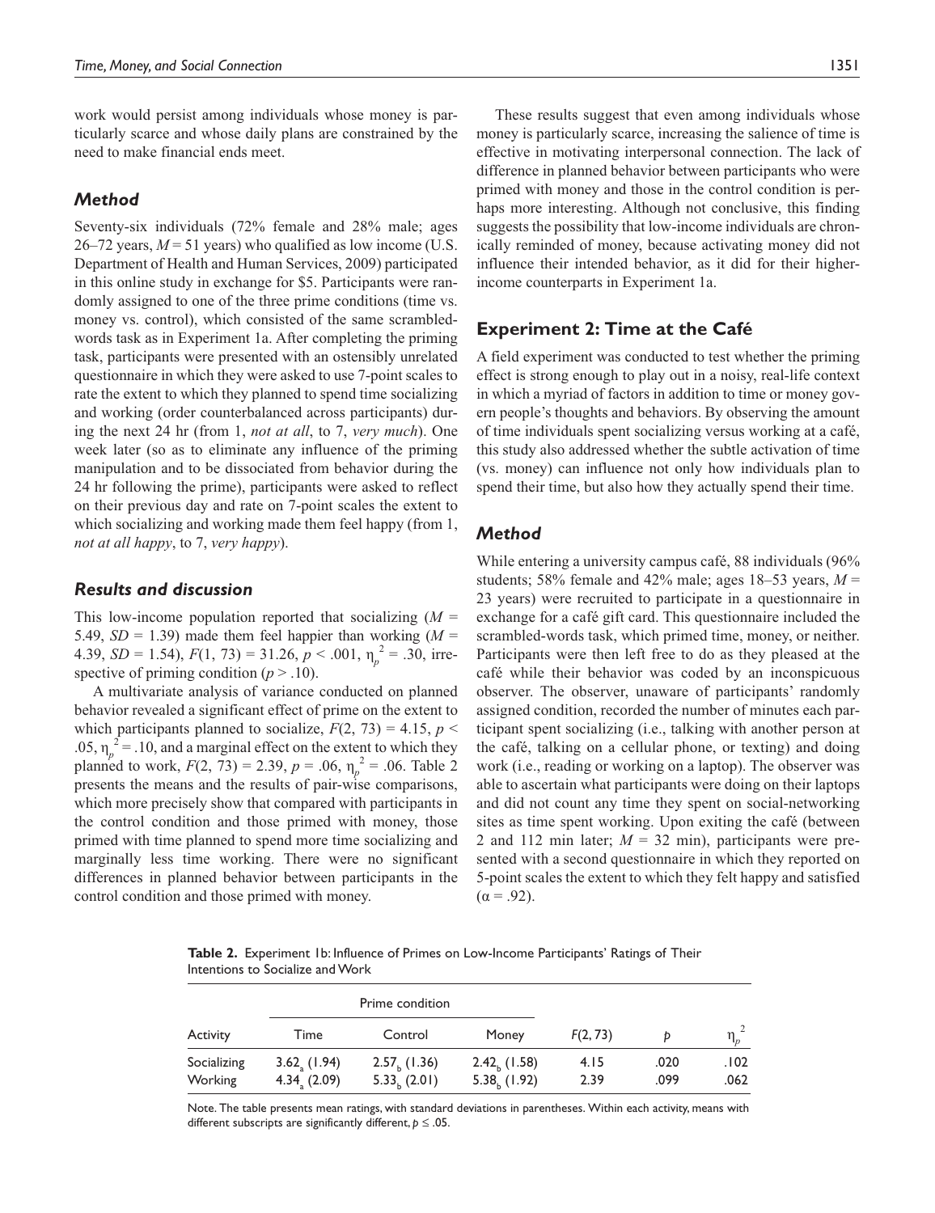work would persist among individuals whose money is particularly scarce and whose daily plans are constrained by the need to make financial ends meet.

### *Method*

Seventy-six individuals (72% female and 28% male; ages 26–72 years, $M = 51$ years) who qualified as low income (U.S. Department of Health and Human Services, 2009) participated in this online study in exchange for $5. Participants were randomly assigned to one of the three prime conditions (time vs. money vs. control), which consisted of the same scrambled-words task as in Experiment 1a. After completing the priming task, participants were presented with an ostensibly unrelated questionnaire in which they were asked to use 7-point scales to rate the extent to which they planned to spend time socializing and working (order counterbalanced across participants) during the next 24 hr (from 1, *not at all*, to 7, *very much*). One week later (so as to eliminate any influence of the priming manipulation and to be dissociated from behavior during the 24 hr following the prime), participants were asked to reflect on their previous day and rate on 7-point scales the extent to which socializing and working made them feel happy (from 1, *not at all happy*, to 7, *very happy*).

### *Results and discussion*

This low-income population reported that socializing ($M = 5.49$, $SD = 1.39$) made them feel happier than working ($M = 4.39$, $SD = 1.54$), $F(1, 73) = 31.26$, $p < .001$, $\eta_p^2 = .30$, irrespective of priming condition ($p > .10$).

A multivariate analysis of variance conducted on planned behavior revealed a significant effect of prime on the extent to which participants planned to socialize, $F(2, 73) = 4.15$, $p < .05$, $\eta_p^2 = .10$, and a marginal effect on the extent to which they planned to work, $F(2, 73) = 2.39$, $p = .06$, $\eta_p^2 = .06$. Table 2 presents the means and the results of pair-wise comparisons, which more precisely show that compared with participants in the control condition and those primed with money, those primed with time planned to spend more time socializing and marginally less time working. There were no significant differences in planned behavior between participants in the control condition and those primed with money.

These results suggest that even among individuals whose money is particularly scarce, increasing the salience of time is effective in motivating interpersonal connection. The lack of difference in planned behavior between participants who were primed with money and those in the control condition is perhaps more interesting. Although not conclusive, this finding suggests the possibility that low-income individuals are chronically reminded of money, because activating money did not influence their intended behavior, as it did for their higher-income counterparts in Experiment 1a.

## Experiment 2: Time at the Café

A field experiment was conducted to test whether the priming effect is strong enough to play out in a noisy, real-life context in which a myriad of factors in addition to time or money govern people's thoughts and behaviors. By observing the amount of time individuals spent socializing versus working at a café, this study also addressed whether the subtle activation of time (vs. money) can influence not only how individuals plan to spend their time, but also how they actually spend their time.

### *Method*

While entering a university campus café, 88 individuals (96% students; 58% female and 42% male; ages 18–53 years, $M = 23$ years) were recruited to participate in a questionnaire in exchange for a café gift card. This questionnaire included the scrambled-words task, which primed time, money, or neither. Participants were then left free to do as they pleased at the café while their behavior was coded by an inconspicuous observer. The observer, unaware of participants' randomly assigned condition, recorded the number of minutes each participant spent socializing (i.e., talking with another person at the café, talking on a cellular phone, or texting) and doing work (i.e., reading or working on a laptop). The observer was able to ascertain what participants were doing on their laptops and did not count any time they spent on social-networking sites as time spent working. Upon exiting the café (between 2 and 112 min later; $M = 32$ min), participants were presented with a second questionnaire in which they reported on 5-point scales the extent to which they felt happy and satisfied ($\alpha = .92$).

**Table 2.** Experiment 1b: Influence of Primes on Low-Income Participants' Ratings of Their Intentions to Socialize and Work

| | Prime condition | | | | | |
|---|---|---|---|---|---|---|
| Activity | Time | Control | Money | $F(2, 73)$ | $p$ | $\eta_p^2$ |
| Socializing | $3.62_a$ (1.94) | $2.57_b$ (1.36) | $2.42_b$ (1.58) | 4.15 | .020 | .102 |
| Working | $4.34_a$ (2.09) | $5.33_b$ (2.01) | $5.38_b$ (1.92) | 2.39 | .099 | .062 |

Note. The table presents mean ratings, with standard deviations in parentheses. Within each activity, means with different subscripts are significantly different, $p \leq .05$.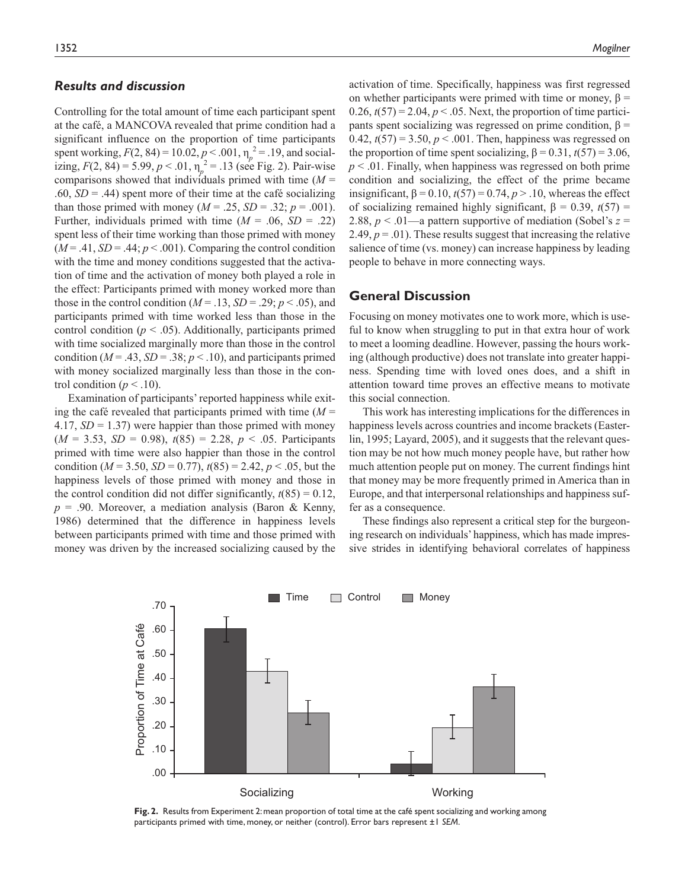### *Results and discussion*

Controlling for the total amount of time each participant spent at the café, a MANCOVA revealed that prime condition had a significant influence on the proportion of time participants spent working, $F(2, 84) = 10.02$, $p < .001$, $\eta_p^2 = .19$, and socializing, $F(2, 84) = 5.99$, $p < .01$, $\eta_p^2 = .13$ (see Fig. 2). Pair-wise comparisons showed that individuals primed with time ($M = .60$, $SD = .44$) spent more of their time at the café socializing than those primed with money ($M = .25$, $SD = .32$; $p = .001$). Further, individuals primed with time ($M = .06$, $SD = .22$) spent less of their time working than those primed with money ($M = .41$, $SD = .44$; $p < .001$). Comparing the control condition with the time and money conditions suggested that the activation of time and the activation of money both played a role in the effect: Participants primed with money worked more than those in the control condition ($M = .13$, $SD = .29$; $p < .05$), and participants primed with time worked less than those in the control condition ($p < .05$). Additionally, participants primed with time socialized marginally more than those in the control condition ($M = .43$, $SD = .38$; $p < .10$), and participants primed with money socialized marginally less than those in the control condition ($p < .10$).

Examination of participants' reported happiness while exiting the café revealed that participants primed with time ($M = 4.17$, $SD = 1.37$) were happier than those primed with money ($M = 3.53$, $SD = 0.98$), $t(85) = 2.28$, $p < .05$. Participants primed with time were also happier than those in the control condition ($M = 3.50$, $SD = 0.77$), $t(85) = 2.42$, $p < .05$, but the happiness levels of those primed with money and those in the control condition did not differ significantly, $t(85) = 0.12$, $p = .90$. Moreover, a mediation analysis (Baron & Kenny, 1986) determined that the difference in happiness levels between participants primed with time and those primed with money was driven by the increased socializing caused by the activation of time. Specifically, happiness was first regressed on whether participants were primed with time or money, $\beta = 0.26$, $t(57) = 2.04$, $p < .05$. Next, the proportion of time participants spent socializing was regressed on prime condition, $\beta = 0.42$, $t(57) = 3.50$, $p < .001$. Then, happiness was regressed on the proportion of time spent socializing, $\beta = 0.31$, $t(57) = 3.06$, $p < .01$. Finally, when happiness was regressed on both prime condition and socializing, the effect of the prime became insignificant, $\beta = 0.10$, $t(57) = 0.74$, $p > .10$, whereas the effect of socializing remained highly significant, $\beta = 0.39$, $t(57) = 2.88$, $p < .01$—a pattern supportive of mediation (Sobel's $z = 2.49$, $p = .01$). These results suggest that increasing the relative salience of time (vs. money) can increase happiness by leading people to behave in more connecting ways.

## General Discussion

Focusing on money motivates one to work more, which is useful to know when struggling to put in that extra hour of work to meet a looming deadline. However, passing the hours working (although productive) does not translate into greater happiness. Spending time with loved ones does, and a shift in attention toward time proves an effective means to motivate this social connection.

This work has interesting implications for the differences in happiness levels across countries and income brackets (Easterlin, 1995; Layard, 2005), and it suggests that the relevant question may be not how much money people have, but rather how much attention people put on money. The current findings hint that money may be more frequently primed in America than in Europe, and that interpersonal relationships and happiness suffer as a consequence.

These findings also represent a critical step for the burgeoning research on individuals' happiness, which has made impressive strides in identifying behavioral correlates of happiness

**Fig. 2.** Results from Experiment 2: mean proportion of total time at the café spent socializing and working among participants primed with time, money, or neither (control). Error bars represent ±1 *SEM*.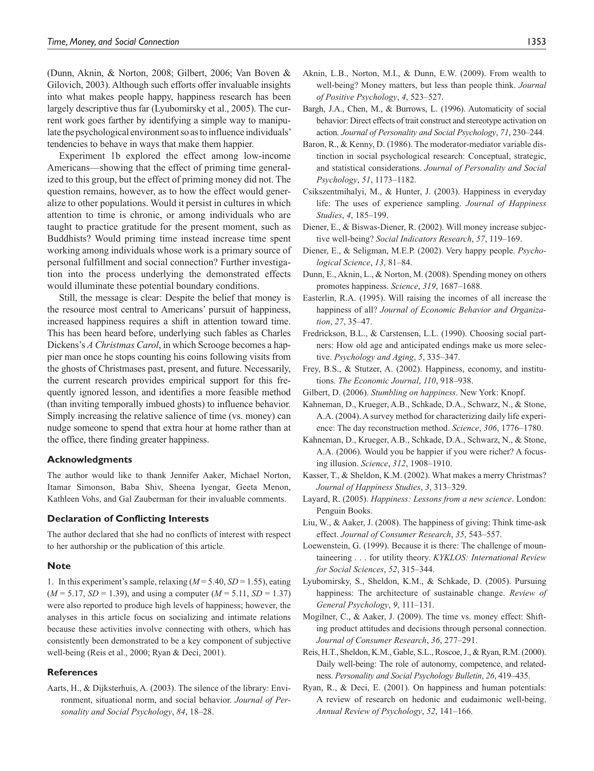(Dunn, Aknin, & Norton, 2008; Gilbert, 2006; Van Boven & Gilovich, 2003). Although such efforts offer invaluable insights into what makes people happy, happiness research has been largely descriptive thus far (Lyubomirsky et al., 2005). The current work goes farther by identifying a simple way to manipulate the psychological environment so as to influence individuals' tendencies to behave in ways that make them happier.

Experiment 1b explored the effect among low-income Americans—showing that the effect of priming time generalized to this group, but the effect of priming money did not. The question remains, however, as to how the effect would generalize to other populations. Would it persist in cultures in which attention to time is chronic, or among individuals who are taught to practice gratitude for the present moment, such as Buddhists? Would priming time instead increase time spent working among individuals whose work is a primary source of personal fulfillment and social connection? Further investigation into the process underlying the demonstrated effects would illuminate these potential boundary conditions.

Still, the message is clear: Despite the belief that money is the resource most central to Americans' pursuit of happiness, increased happiness requires a shift in attention toward time. This has been heard before, underlying such fables as Charles Dickens's *A Christmas Carol*, in which Scrooge becomes a happier man once he stops counting his coins following visits from the ghosts of Christmases past, present, and future. Necessarily, the current research provides empirical support for this frequently ignored lesson, and identifies a more feasible method (than inviting temporally imbued ghosts) to influence behavior. Simply increasing the relative salience of time (vs. money) can nudge someone to spend that extra hour at home rather than at the office, there finding greater happiness.

## Acknowledgments

The author would like to thank Jennifer Aaker, Michael Norton, Itamar Simonson, Baba Shiv, Sheena Iyengar, Geeta Menon, Kathleen Vohs, and Gal Zauberman for their invaluable comments.

## Declaration of Conflicting Interests

The author declared that she had no conflicts of interest with respect to her authorship or the publication of this article.

## Note

1. In this experiment's sample, relaxing ($M = 5.40$, $SD = 1.55$), eating ($M = 5.17$, $SD = 1.39$), and using a computer ($M = 5.11$, $SD = 1.37$) were also reported to produce high levels of happiness; however, the analyses in this article focus on socializing and intimate relations because these activities involve connecting with others, which has consistently been demonstrated to be a key component of subjective well-being (Reis et al., 2000; Ryan & Deci, 2001).

## References

Aarts, H., & Dijksterhuis, A. (2003). The silence of the library: Environment, situational norm, and social behavior. *Journal of Personality and Social Psychology*, *84*, 18–28.

Aknin, L.B., Norton, M.I., & Dunn, E.W. (2009). From wealth to well-being? Money matters, but less than people think. *Journal of Positive Psychology*, *4*, 523–527.

Bargh, J.A., Chen, M., & Burrows, L. (1996). Automaticity of social behavior: Direct effects of trait construct and stereotype activation on action. *Journal of Personality and Social Psychology*, *71*, 230–244.

Baron, R., & Kenny, D. (1986). The moderator-mediator variable distinction in social psychological research: Conceptual, strategic, and statistical considerations. *Journal of Personality and Social Psychology*, *51*, 1173–1182.

Csikszentmihalyi, M., & Hunter, J. (2003). Happiness in everyday life: The uses of experience sampling. *Journal of Happiness Studies*, *4*, 185–199.

Diener, E., & Biswas-Diener, R. (2002). Will money increase subjective well-being? *Social Indicators Research*, *57*, 119–169.

Diener, E., & Seligman, M.E.P. (2002). Very happy people. *Psychological Science*, *13*, 81–84.

Dunn, E., Aknin, L., & Norton, M. (2008). Spending money on others promotes happiness. *Science*, *319*, 1687–1688.

Easterlin, R.A. (1995). Will raising the incomes of all increase the happiness of all? *Journal of Economic Behavior and Organization*, *27*, 35–47.

Fredrickson, B.L., & Carstensen, L.L. (1990). Choosing social partners: How old age and anticipated endings make us more selective. *Psychology and Aging*, *5*, 335–347.

Frey, B.S., & Stutzer, A. (2002). Happiness, economy, and institutions. *The Economic Journal*, *110*, 918–938.

Gilbert, D. (2006). *Stumbling on happiness*. New York: Knopf.

Kahneman, D., Krueger, A.B., Schkade, D.A., Schwarz, N., & Stone, A.A. (2004). A survey method for characterizing daily life experience: The day reconstruction method. *Science*, *306*, 1776–1780.

Kahneman, D., Krueger, A.B., Schkade, D.A., Schwarz, N., & Stone, A.A. (2006). Would you be happier if you were richer? A focusing illusion. *Science*, *312*, 1908–1910.

Kasser, T., & Sheldon, K.M. (2002). What makes a merry Christmas? *Journal of Happiness Studies*, *3*, 313–329.

Layard, R. (2005). *Happiness: Lessons from a new science*. London: Penguin Books.

Liu, W., & Aaker, J. (2008). The happiness of giving: Think time-ask effect. *Journal of Consumer Research*, *35*, 543–557.

Loewenstein, G. (1999). Because it is there: The challenge of mountaineering . . . for utility theory. *KYKLOS: International Review for Social Sciences*, *52*, 315–344.

Lyubomirsky, S., Sheldon, K.M., & Schkade, D. (2005). Pursuing happiness: The architecture of sustainable change. *Review of General Psychology*, *9*, 111–131.

Mogilner, C., & Aaker, J. (2009). The time vs. money effect: Shifting product attitudes and decisions through personal connection. *Journal of Consumer Research*, *36*, 277–291.

Reis, H.T., Sheldon, K.M., Gable, S.L., Roscoe, J., & Ryan, R.M. (2000). Daily well-being: The role of autonomy, competence, and relatedness. *Personality and Social Psychology Bulletin*, *26*, 419–435.

Ryan, R., & Deci, E. (2001). On happiness and human potentials: A review of research on hedonic and eudaimonic well-being. *Annual Review of Psychology*, *52*, 141–166.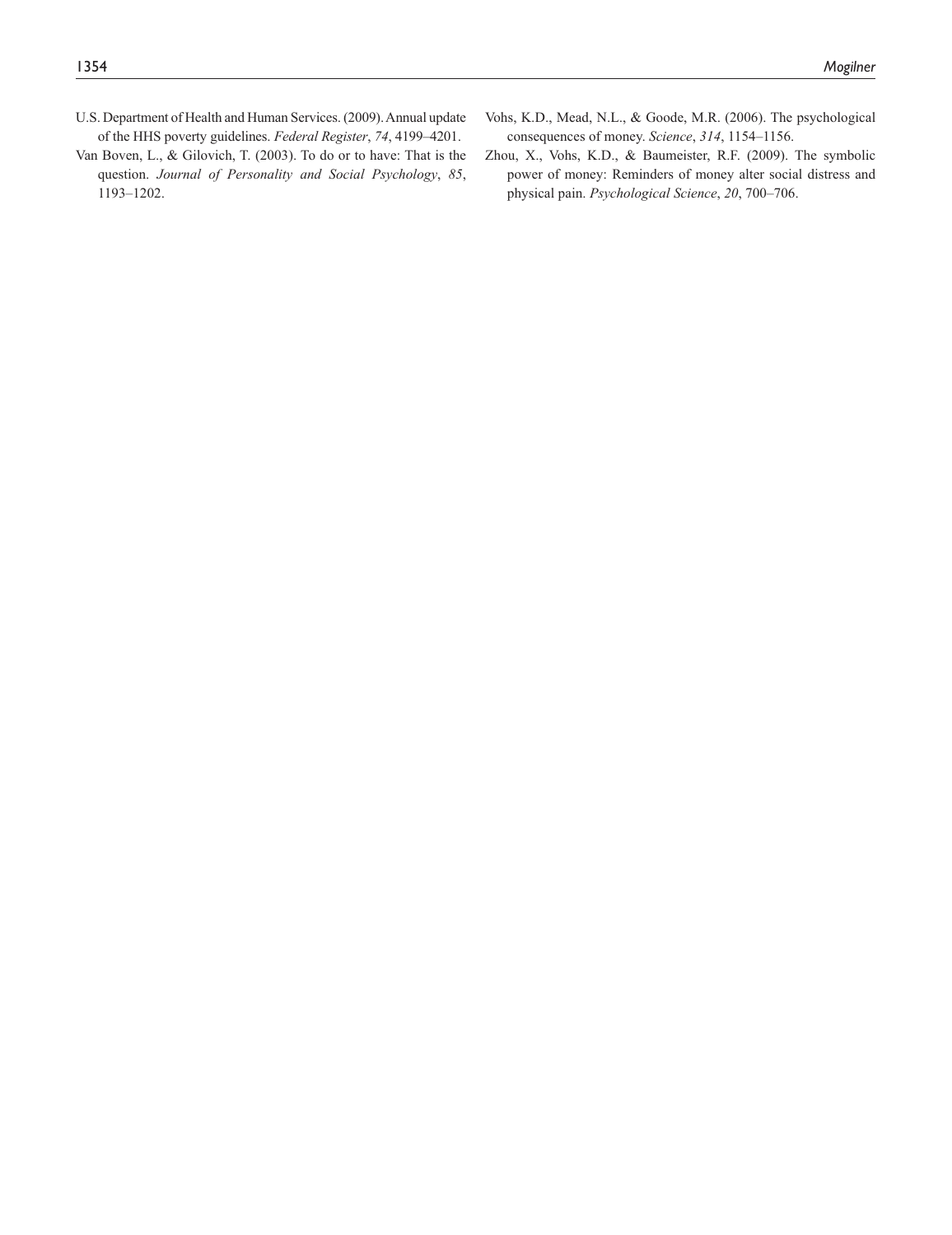U.S. Department of Health and Human Services. (2009). Annual update of the HHS poverty guidelines. *Federal Register*, *74*, 4199–4201.

Van Boven, L., & Gilovich, T. (2003). To do or to have: That is the question. *Journal of Personality and Social Psychology*, *85*, 1193–1202.

Vohs, K.D., Mead, N.L., & Goode, M.R. (2006). The psychological consequences of money. *Science*, *314*, 1154–1156.

Zhou, X., Vohs, K.D., & Baumeister, R.F. (2009). The symbolic power of money: Reminders of money alter social distress and physical pain. *Psychological Science*, *20*, 700–706.